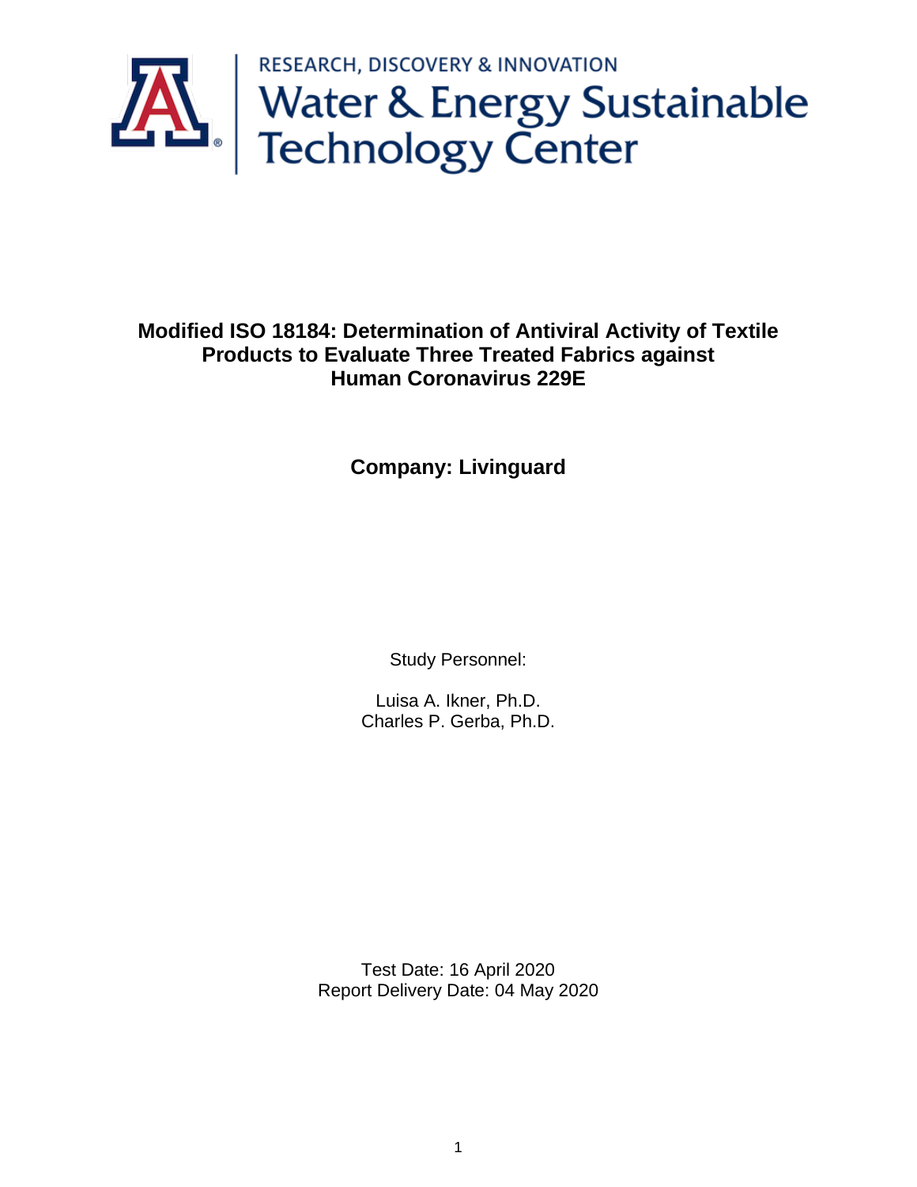RESEARCH, DISCOVERY & INNOVATION

Water & Energy Sustainable Technology Center

# Modified ISO 18184: Determination of Antiviral Activity of Textile Products to Evaluate Three Treated Fabrics against Human Coronavirus 229E

## Company: Livinguard

Study Personnel:

Luisa A. Ikner, Ph.D.
Charles P. Gerba, Ph.D.

Test Date: 16 April 2020
Report Delivery Date: 04 May 2020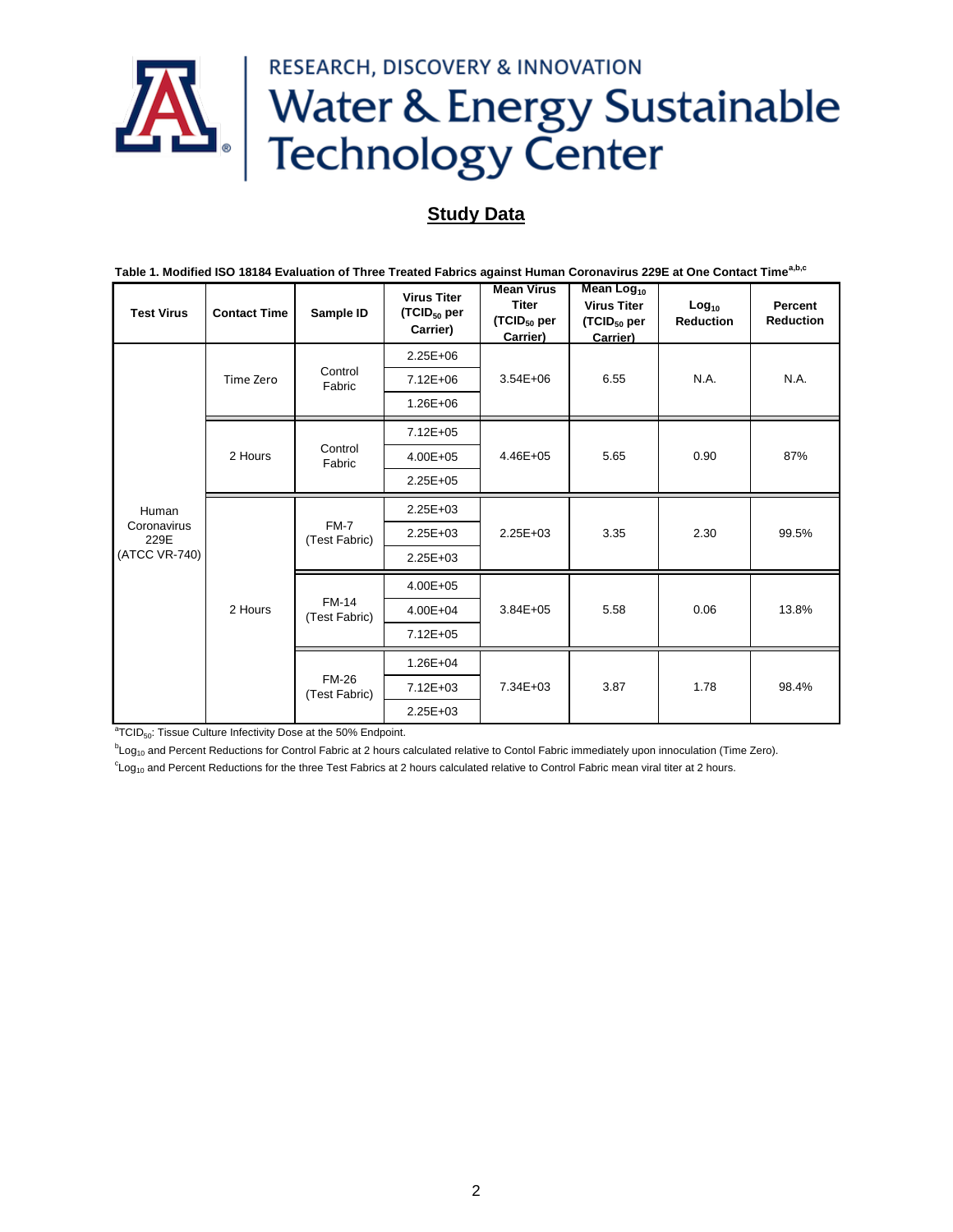RESEARCH, DISCOVERY & INNOVATION

# Water & Energy Sustainable Technology Center

## Study Data

**Table 1. Modified ISO 18184 Evaluation of Three Treated Fabrics against Human Coronavirus 229E at One Contact Time[a,b,c]**

| Test Virus | Contact Time | Sample ID | Virus Titer ($TCID_{50}$ per Carrier) | Mean Virus Titer ($TCID_{50}$ per Carrier) | Mean $Log_{10}$ Virus Titer ($TCID_{50}$ per Carrier) | $Log_{10}$ Reduction | Percent Reduction |
|---|---|---|---|---|---|---|---|
| Human Coronavirus 229E (ATCC VR-740) | Time Zero | Control Fabric | 2.25E+06 | 3.54E+06 | 6.55 | N.A. | N.A. |
| | | | 7.12E+06 | | | | |
| | | | 1.26E+06 | | | | |
| | 2 Hours | Control Fabric | 7.12E+05 | 4.46E+05 | 5.65 | 0.90 | 87% |
| | | | 4.00E+05 | | | | |
| | | | 2.25E+05 | | | | |
| | 2 Hours | FM-7 (Test Fabric) | 2.25E+03 | 2.25E+03 | 3.35 | 2.30 | 99.5% |
| | | | 2.25E+03 | | | | |
| | | | 2.25E+03 | | | | |
| | | FM-14 (Test Fabric) | 4.00E+05 | 3.84E+05 | 5.58 | 0.06 | 13.8% |
| | | | 4.00E+04 | | | | |
| | | | 7.12E+05 | | | | |
| | | FM-26 (Test Fabric) | 1.26E+04 | 7.34E+03 | 3.87 | 1.78 | 98.4% |
| | | | 7.12E+03 | | | | |
| | | | 2.25E+03 | | | | |

[a]$TCID_{50}$: Tissue Culture Infectivity Dose at the 50% Endpoint.

[b]$Log_{10}$ and Percent Reductions for Control Fabric at 2 hours calculated relative to Contol Fabric immediately upon innoculation (Time Zero).

[c]$Log_{10}$ and Percent Reductions for the three Test Fabrics at 2 hours calculated relative to Control Fabric mean viral titer at 2 hours.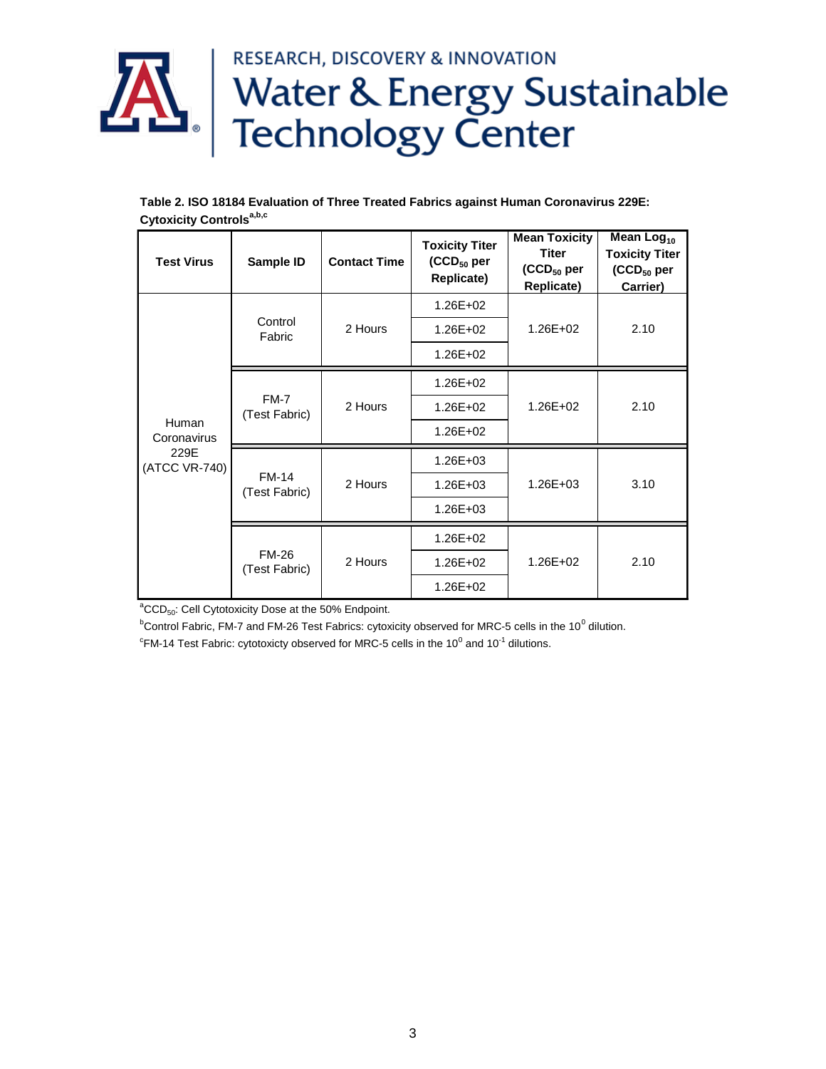RESEARCH, DISCOVERY & INNOVATION

# Water & Energy Sustainable Technology Center

**Table 2. ISO 18184 Evaluation of Three Treated Fabrics against Human Coronavirus 229E: Cytoxicity Controls[a,b,c]**

| Test Virus | Sample ID | Contact Time | Toxicity Titer ($CCD_{50}$ per Replicate) | Mean Toxicity Titer ($CCD_{50}$ per Replicate) | Mean $Log_{10}$ Toxicity Titer ($CCD_{50}$ per Carrier) |
|---|---|---|---|---|---|
| Human Coronavirus 229E (ATCC VR-740) | Control Fabric | 2 Hours | 1.26E+02 | 1.26E+02 | 2.10 |
| | | | 1.26E+02 | | |
| | | | 1.26E+02 | | |
| | FM-7 (Test Fabric) | 2 Hours | 1.26E+02 | 1.26E+02 | 2.10 |
| | | | 1.26E+02 | | |
| | | | 1.26E+02 | | |
| | FM-14 (Test Fabric) | 2 Hours | 1.26E+03 | 1.26E+03 | 3.10 |
| | | | 1.26E+03 | | |
| | | | 1.26E+03 | | |
| | FM-26 (Test Fabric) | 2 Hours | 1.26E+02 | 1.26E+02 | 2.10 |
| | | | 1.26E+02 | | |
| | | | 1.26E+02 | | |

[a]$CCD_{50}$: Cell Cytotoxicity Dose at the 50% Endpoint.

[b]Control Fabric, FM-7 and FM-26 Test Fabrics: cytoxicity observed for MRC-5 cells in the $10^0$ dilution.

[c]FM-14 Test Fabric: cytotoxicty observed for MRC-5 cells in the $10^0$ and $10^{-1}$ dilutions.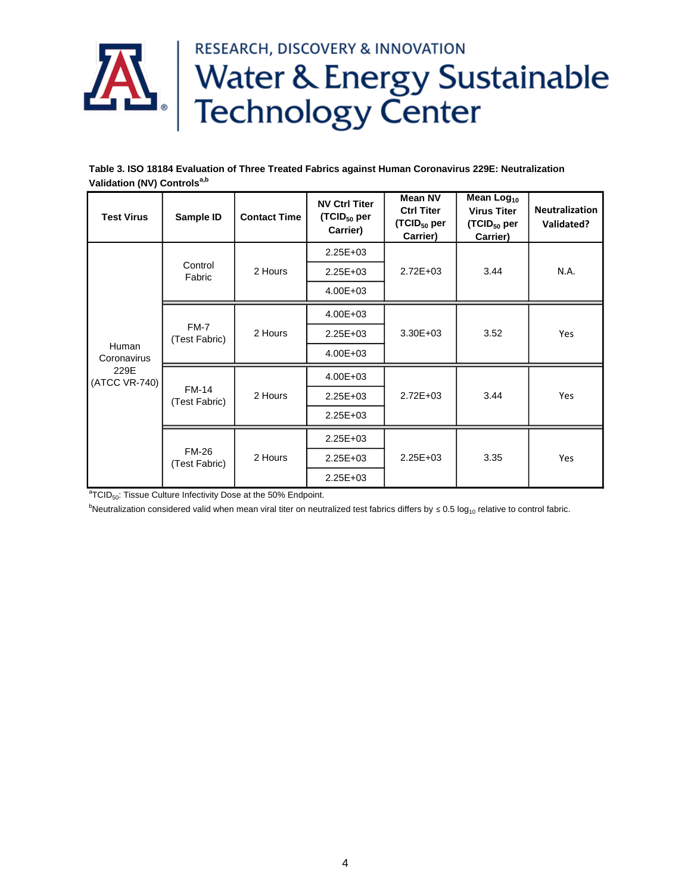RESEARCH, DISCOVERY & INNOVATION

# Water & Energy Sustainable Technology Center

**Table 3. ISO 18184 Evaluation of Three Treated Fabrics against Human Coronavirus 229E: Neutralization Validation (NV) Controls[a,b]**

| Test Virus | Sample ID | Contact Time | NV Ctrl Titer ($TCID_{50}$ per Carrier) | Mean NV Ctrl Titer ($TCID_{50}$ per Carrier) | Mean $Log_{10}$ Virus Titer ($TCID_{50}$ per Carrier) | Neutralization Validated? |
|---|---|---|---|---|---|---|
| Human Coronavirus 229E (ATCC VR-740) | Control Fabric | 2 Hours | 2.25E+03 | 2.72E+03 | 3.44 | N.A. |
| | | | 2.25E+03 | | | |
| | | | 4.00E+03 | | | |
| | FM-7 (Test Fabric) | 2 Hours | 4.00E+03 | 3.30E+03 | 3.52 | Yes |
| | | | 2.25E+03 | | | |
| | | | 4.00E+03 | | | |
| | FM-14 (Test Fabric) | 2 Hours | 4.00E+03 | 2.72E+03 | 3.44 | Yes |
| | | | 2.25E+03 | | | |
| | | | 2.25E+03 | | | |
| | FM-26 (Test Fabric) | 2 Hours | 2.25E+03 | 2.25E+03 | 3.35 | Yes |
| | | | 2.25E+03 | | | |
| | | | 2.25E+03 | | | |

[a]$TCID_{50}$: Tissue Culture Infectivity Dose at the 50% Endpoint.

[b]Neutralization considered valid when mean viral titer on neutralized test fabrics differs by ≤ 0.5 $log_{10}$ relative to control fabric.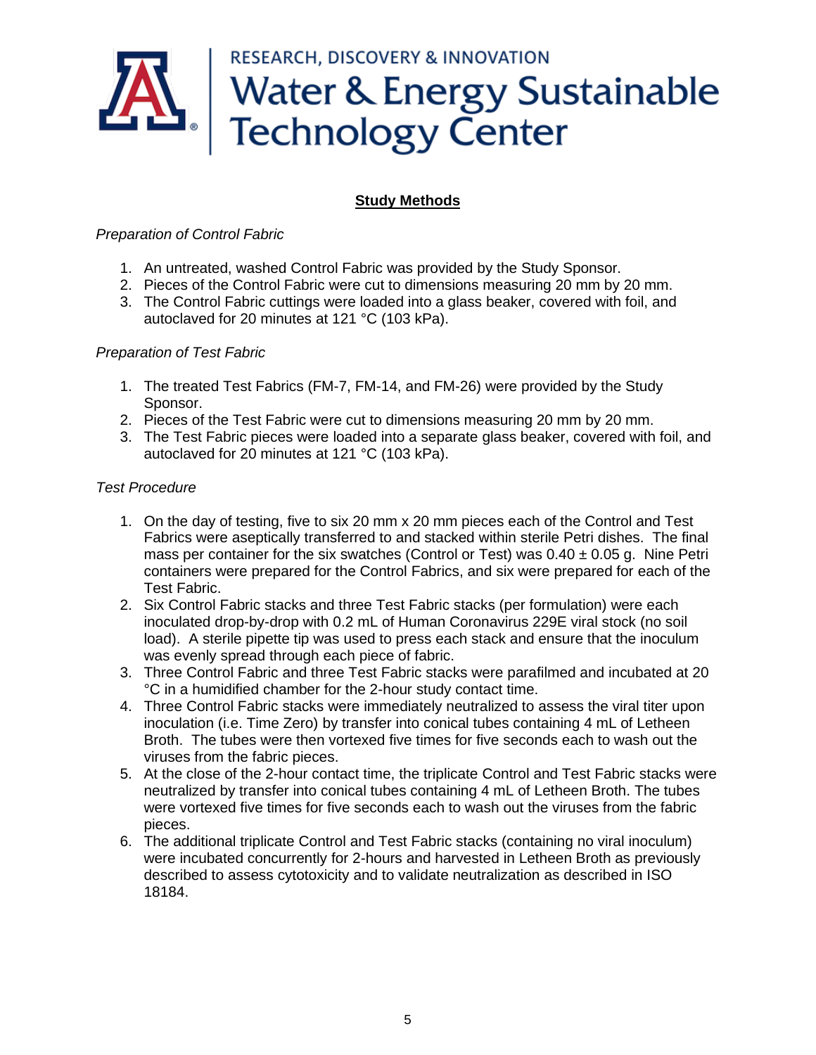## Study Methods

*Preparation of Control Fabric*

1. An untreated, washed Control Fabric was provided by the Study Sponsor.
2. Pieces of the Control Fabric were cut to dimensions measuring 20 mm by 20 mm.
3. The Control Fabric cuttings were loaded into a glass beaker, covered with foil, and autoclaved for 20 minutes at 121 °C (103 kPa).

*Preparation of Test Fabric*

1. The treated Test Fabrics (FM-7, FM-14, and FM-26) were provided by the Study Sponsor.
2. Pieces of the Test Fabric were cut to dimensions measuring 20 mm by 20 mm.
3. The Test Fabric pieces were loaded into a separate glass beaker, covered with foil, and autoclaved for 20 minutes at 121 °C (103 kPa).

*Test Procedure*

1. On the day of testing, five to six 20 mm x 20 mm pieces each of the Control and Test Fabrics were aseptically transferred to and stacked within sterile Petri dishes. The final mass per container for the six swatches (Control or Test) was 0.40 ± 0.05 g. Nine Petri containers were prepared for the Control Fabrics, and six were prepared for each of the Test Fabric.
2. Six Control Fabric stacks and three Test Fabric stacks (per formulation) were each inoculated drop-by-drop with 0.2 mL of Human Coronavirus 229E viral stock (no soil load). A sterile pipette tip was used to press each stack and ensure that the inoculum was evenly spread through each piece of fabric.
3. Three Control Fabric and three Test Fabric stacks were parafilmed and incubated at 20 °C in a humidified chamber for the 2-hour study contact time.
4. Three Control Fabric stacks were immediately neutralized to assess the viral titer upon inoculation (i.e. Time Zero) by transfer into conical tubes containing 4 mL of Letheen Broth. The tubes were then vortexed five times for five seconds each to wash out the viruses from the fabric pieces.
5. At the close of the 2-hour contact time, the triplicate Control and Test Fabric stacks were neutralized by transfer into conical tubes containing 4 mL of Letheen Broth. The tubes were vortexed five times for five seconds each to wash out the viruses from the fabric pieces.
6. The additional triplicate Control and Test Fabric stacks (containing no viral inoculum) were incubated concurrently for 2-hours and harvested in Letheen Broth as previously described to assess cytotoxicity and to validate neutralization as described in ISO 18184.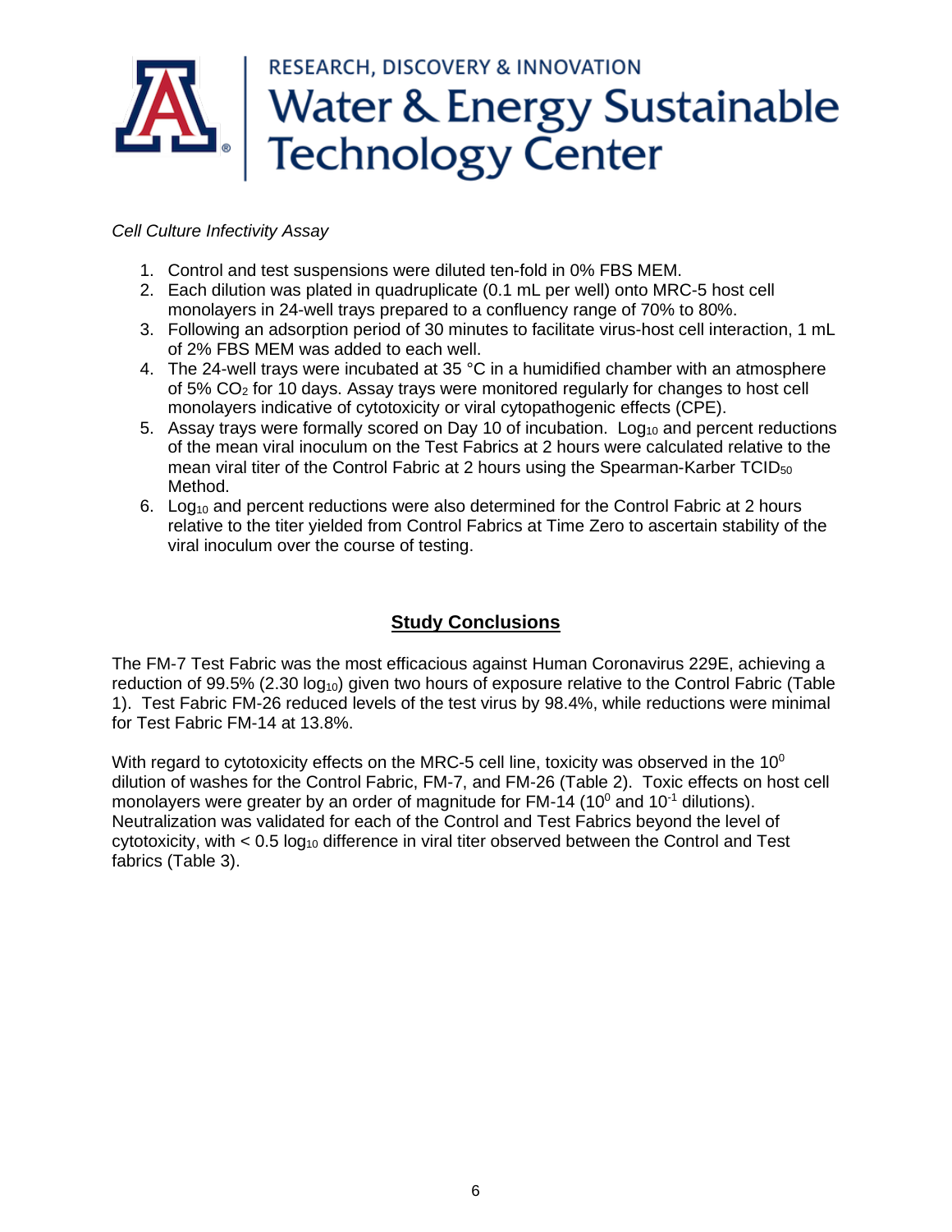RESEARCH, DISCOVERY & INNOVATION

Water & Energy Sustainable Technology Center

*Cell Culture Infectivity Assay*

1. Control and test suspensions were diluted ten-fold in 0% FBS MEM.
2. Each dilution was plated in quadruplicate (0.1 mL per well) onto MRC-5 host cell monolayers in 24-well trays prepared to a confluency range of 70% to 80%.
3. Following an adsorption period of 30 minutes to facilitate virus-host cell interaction, 1 mL of 2% FBS MEM was added to each well.
4. The 24-well trays were incubated at 35 °C in a humidified chamber with an atmosphere of 5% $CO_2$ for 10 days. Assay trays were monitored regularly for changes to host cell monolayers indicative of cytotoxicity or viral cytopathogenic effects (CPE).
5. Assay trays were formally scored on Day 10 of incubation. $Log_{10}$ and percent reductions of the mean viral inoculum on the Test Fabrics at 2 hours were calculated relative to the mean viral titer of the Control Fabric at 2 hours using the Spearman-Karber $TCID_{50}$ Method.
6. $Log_{10}$ and percent reductions were also determined for the Control Fabric at 2 hours relative to the titer yielded from Control Fabrics at Time Zero to ascertain stability of the viral inoculum over the course of testing.

## **Study Conclusions**

The FM-7 Test Fabric was the most efficacious against Human Coronavirus 229E, achieving a reduction of 99.5% (2.30 $log_{10}$) given two hours of exposure relative to the Control Fabric (Table 1). Test Fabric FM-26 reduced levels of the test virus by 98.4%, while reductions were minimal for Test Fabric FM-14 at 13.8%.

With regard to cytotoxicity effects on the MRC-5 cell line, toxicity was observed in the $10^0$ dilution of washes for the Control Fabric, FM-7, and FM-26 (Table 2). Toxic effects on host cell monolayers were greater by an order of magnitude for FM-14 ($10^0$ and $10^{-1}$ dilutions). Neutralization was validated for each of the Control and Test Fabrics beyond the level of cytotoxicity, with < 0.5 $log_{10}$ difference in viral titer observed between the Control and Test fabrics (Table 3).